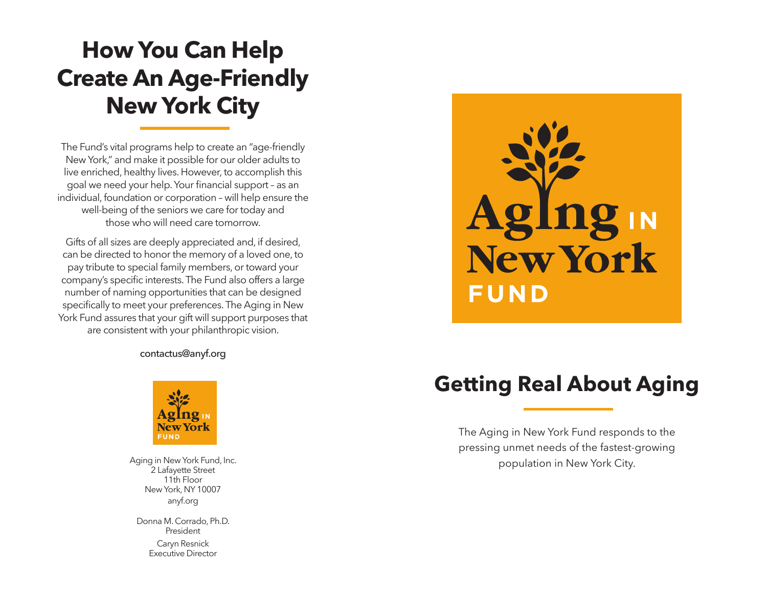# How You Can Help Create An Age-Friendly New York City

The Fund's vital programs help to create an "age-friendly New York," and make it possible for our older adults to live enriched, healthy lives. However, to accomplish this goal we need your help. Your financial support – as an individual, foundation or corporation – will help ensure the well-being of the seniors we care for today and those who will need care tomorrow.

Gifts of all sizes are deeply appreciated and, if desired, can be directed to honor the memory of a loved one, to pay tribute to special family members, or toward your company's specific interests. The Fund also offers a large number of naming opportunities that can be designed specifically to meet your preferences. The Aging in New York Fund assures that your gift will support purposes that are consistent with your philanthropic vision.

contactus@anyf.org

Aging in New York Fund

Aging in New York Fund, Inc.
2 Lafayette Street
11th Floor
New York, NY 10007
anyf.org

Donna M. Corrado, Ph.D.
President

Caryn Resnick
Executive Director

Aging in New York Fund

# Getting Real About Aging

The Aging in New York Fund responds to the pressing unmet needs of the fastest-growing population in New York City.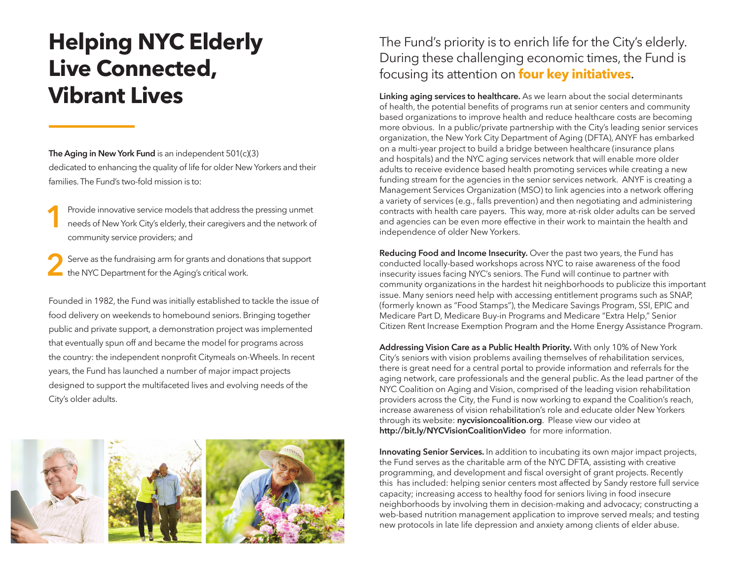# Helping NYC Elderly Live Connected, Vibrant Lives

**The Aging in New York Fund** is an independent 501(c)(3) dedicated to enhancing the quality of life for older New Yorkers and their families. The Fund's two-fold mission is to:

1. Provide innovative service models that address the pressing unmet needs of New York City's elderly, their caregivers and the network of community service providers; and
2. Serve as the fundraising arm for grants and donations that support the NYC Department for the Aging's critical work.

Founded in 1982, the Fund was initially established to tackle the issue of food delivery on weekends to homebound seniors. Bringing together public and private support, a demonstration project was implemented that eventually spun off and became the model for programs across the country: the independent nonprofit Citymeals on-Wheels. In recent years, the Fund has launched a number of major impact projects designed to support the multifaceted lives and evolving needs of the City's older adults.

The Fund's priority is to enrich life for the City's elderly. During these challenging economic times, the Fund is focusing its attention on **four key initiatives**.

**Linking aging services to healthcare.** As we learn about the social determinants of health, the potential benefits of programs run at senior centers and community based organizations to improve health and reduce healthcare costs are becoming more obvious. In a public/private partnership with the City's leading senior services organization, the New York City Department of Aging (DFTA), ANYF has embarked on a multi-year project to build a bridge between healthcare (insurance plans and hospitals) and the NYC aging services network that will enable more older adults to receive evidence based health promoting services while creating a new funding stream for the agencies in the senior services network. ANYF is creating a Management Services Organization (MSO) to link agencies into a network offering a variety of services (e.g., falls prevention) and then negotiating and administering contracts with health care payers. This way, more at-risk older adults can be served and agencies can be even more effective in their work to maintain the health and independence of older New Yorkers.

**Reducing Food and Income Insecurity.** Over the past two years, the Fund has conducted locally-based workshops across NYC to raise awareness of the food insecurity issues facing NYC's seniors. The Fund will continue to partner with community organizations in the hardest hit neighborhoods to publicize this important issue. Many seniors need help with accessing entitlement programs such as SNAP, (formerly known as "Food Stamps"), the Medicare Savings Program, SSI, EPIC and Medicare Part D, Medicare Buy-in Programs and Medicare "Extra Help," Senior Citizen Rent Increase Exemption Program and the Home Energy Assistance Program.

**Addressing Vision Care as a Public Health Priority.** With only 10% of New York City's seniors with vision problems availing themselves of rehabilitation services, there is great need for a central portal to provide information and referrals for the aging network, care professionals and the general public. As the lead partner of the NYC Coalition on Aging and Vision, comprised of the leading vision rehabilitation providers across the City, the Fund is now working to expand the Coalition's reach, increase awareness of vision rehabilitation's role and educate older New Yorkers through its website: **nycvisioncoalition.org**. Please view our video at **http://bit.ly/NYCVisionCoalitionVideo** for more information.

**Innovating Senior Services.** In addition to incubating its own major impact projects, the Fund serves as the charitable arm of the NYC DFTA, assisting with creative programming, and development and fiscal oversight of grant projects. Recently this has included: helping senior centers most affected by Sandy restore full service capacity; increasing access to healthy food for seniors living in food insecure neighborhoods by involving them in decision-making and advocacy; constructing a web-based nutrition management application to improve served meals; and testing new protocols in late life depression and anxiety among clients of elder abuse.